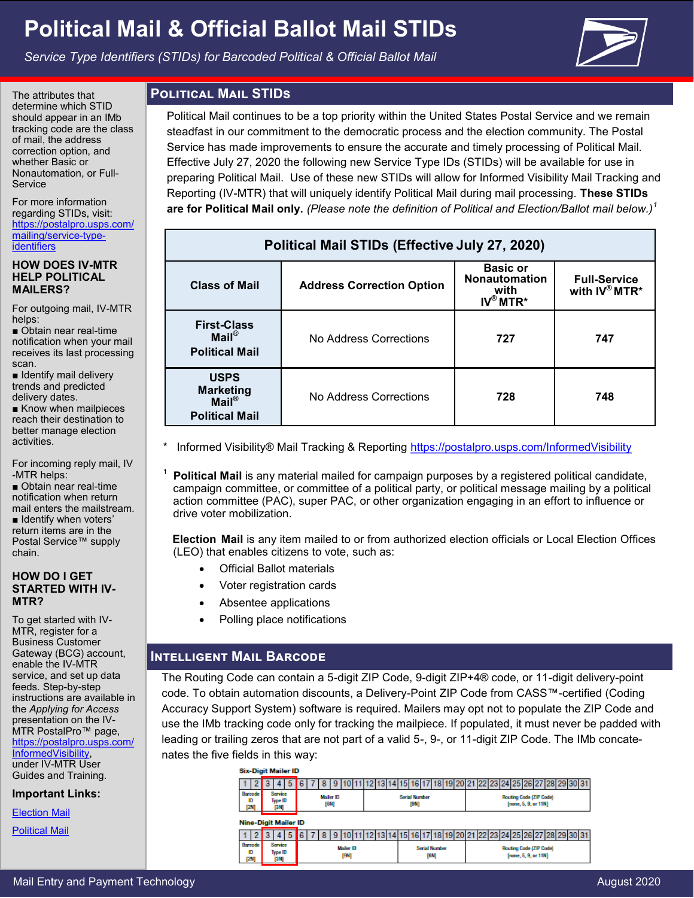# Political Mail & Official Ballot Mail STIDs

*Service Type Identifiers (STIDs) for Barcoded Political & Official Ballot Mail*

## Political Mail STIDs

Political Mail continues to be a top priority within the United States Postal Service and we remain steadfast in our commitment to the democratic process and the election community. The Postal Service has made improvements to ensure the accurate and timely processing of Political Mail. Effective July 27, 2020 the following new Service Type IDs (STIDs) will be available for use in preparing Political Mail. Use of these new STIDs will allow for Informed Visibility Mail Tracking and Reporting (IV-MTR) that will uniquely identify Political Mail during mail processing. **These STIDs are for Political Mail only.** *(Please note the definition of Political and Election/Ballot mail below.)*[1]

| Political Mail STIDs (Effective July 27, 2020) | | | |
|---|---|---|---|
| **Class of Mail** | **Address Correction Option** | **Basic or Nonautomation with IV® MTR*** | **Full-Service with IV® MTR*** |
| **First-Class Mail® Political Mail** | No Address Corrections | **727** | **747** |
| **USPS Marketing Mail® Political Mail** | No Address Corrections | **728** | **748** |

\* Informed Visibility® Mail Tracking & Reporting https://postalpro.usps.com/InformedVisibility

[1] **Political Mail** is any material mailed for campaign purposes by a registered political candidate, campaign committee, or committee of a political party, or political message mailing by a political action committee (PAC), super PAC, or other organization engaging in an effort to influence or drive voter mobilization.

**Election Mail** is any item mailed to or from authorized election officials or Local Election Offices (LEO) that enables citizens to vote, such as:

- Official Ballot materials
- Voter registration cards
- Absentee applications
- Polling place notifications

## Intelligent Mail Barcode

The Routing Code can contain a 5-digit ZIP Code, 9-digit ZIP+4® code, or 11-digit delivery-point code. To obtain automation discounts, a Delivery-Point ZIP Code from CASS™-certified (Coding Accuracy Support System) software is required. Mailers may opt not to populate the ZIP Code and use the IMb tracking code only for tracking the mailpiece. If populated, it must never be padded with leading or trailing zeros that are not part of a valid 5-, 9-, or 11-digit ZIP Code. The IMb concatenates the five fields in this way:

**Six-Digit Mailer ID**

| 1–2 | 3–5 | 6–11 | 12–20 | 21–31 |
|---|---|---|---|---|
| Barcode ID [2N] | Service Type ID [3N] | Mailer ID [6N] | Serial Number [9N] | Routing Code (ZIP Code) [none, 5, 9, or 11N] |

**Nine-Digit Mailer ID**

| 1–2 | 3–5 | 6–14 | 15–20 | 21–31 |
|---|---|---|---|---|
| Barcode ID [2N] | Service Type ID [3N] | Mailer ID [9N] | Serial Number [6N] | Routing Code (ZIP Code) [none, 5, 9, or 11N] |

The attributes that determine which STID should appear in an IMb tracking code are the class of mail, the address correction option, and whether Basic or Nonautomation, or Full-Service

For more information regarding STIDs, visit: https://postalpro.usps.com/mailing/service-type-identifiers

### HOW DOES IV-MTR HELP POLITICAL MAILERS?

For outgoing mail, IV-MTR helps:

- Obtain near real-time notification when your mail receives its last processing scan.
- Identify mail delivery trends and predicted delivery dates.
- Know when mailpieces reach their destination to better manage election activities.

For incoming reply mail, IV-MTR helps:

- Obtain near real-time notification when return mail enters the mailstream.
- Identify when voters' return items are in the Postal Service™ supply chain.

### HOW DO I GET STARTED WITH IV-MTR?

To get started with IV-MTR, register for a Business Customer Gateway (BCG) account, enable the IV-MTR service, and set up data feeds. Step-by-step instructions are available in the *Applying for Access* presentation on the IV-MTR PostalPro™ page, https://postalpro.usps.com/InformedVisibility, under IV-MTR User Guides and Training.

**Important Links:**

Election Mail

Political Mail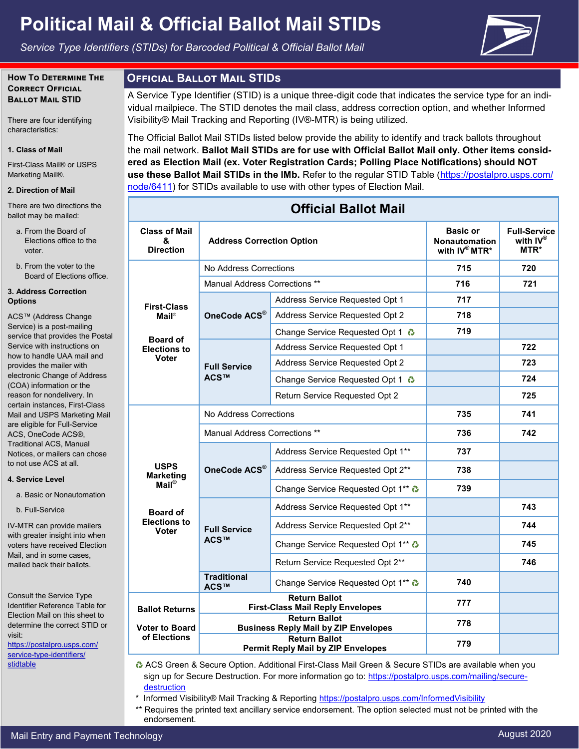# Political Mail & Official Ballot Mail STIDs

*Service Type Identifiers (STIDs) for Barcoded Political & Official Ballot Mail*

## How To Determine The Correct Official Ballot Mail STID

There are four identifying characteristics:

**1. Class of Mail**

First-Class Mail® or USPS Marketing Mail®.

**2. Direction of Mail**

There are two directions the ballot may be mailed:

a. From the Board of Elections office to the voter.

b. From the voter to the Board of Elections office.

**3. Address Correction Options**

ACS™ (Address Change Service) is a post-mailing service that provides the Postal Service with instructions on how to handle UAA mail and provides the mailer with electronic Change of Address (COA) information or the reason for nondelivery. In certain instances, First-Class Mail and USPS Marketing Mail are eligible for Full-Service ACS, OneCode ACS®, Traditional ACS, Manual Notices, or mailers can chose to not use ACS at all.

**4. Service Level**

a. Basic or Nonautomation

b. Full-Service

IV-MTR can provide mailers with greater insight into when voters have received Election Mail, and in some cases, mailed back their ballots.

Consult the Service Type Identifier Reference Table for Election Mail on this sheet to determine the correct STID or visit: https://postalpro.usps.com/service-type-identifiers/stidtable

## Official Ballot Mail STIDs

A Service Type Identifier (STID) is a unique three-digit code that indicates the service type for an individual mailpiece. The STID denotes the mail class, address correction option, and whether Informed Visibility® Mail Tracking and Reporting (IV®-MTR) is being utilized.

The Official Ballot Mail STIDs listed below provide the ability to identify and track ballots throughout the mail network. **Ballot Mail STIDs are for use with Official Ballot Mail only. Other items considered as Election Mail (ex. Voter Registration Cards; Polling Place Notifications) should NOT use these Ballot Mail STIDs in the IMb.** Refer to the regular STID Table (https://postalpro.usps.com/node/6411) for STIDs available to use with other types of Election Mail.

### Official Ballot Mail

| Class of Mail & Direction | Address Correction Option | | Basic or Nonautomation with IV® MTR* | Full-Service with IV® MTR* |
|---|---|---|---|---|
| First-Class Mail® Board of Elections to Voter | No Address Corrections | | 715 | 720 |
| | Manual Address Corrections ** | | 716 | 721 |
| | OneCode ACS® | Address Service Requested Opt 1 | 717 | |
| | | Address Service Requested Opt 2 | 718 | |
| | | Change Service Requested Opt 1 ♻ | 719 | |
| | Full Service ACS™ | Address Service Requested Opt 1 | | 722 |
| | | Address Service Requested Opt 2 | | 723 |
| | | Change Service Requested Opt 1 ♻ | | 724 |
| | | Return Service Requested Opt 2 | | 725 |
| USPS Marketing Mail® Board of Elections to Voter | No Address Corrections | | 735 | 741 |
| | Manual Address Corrections ** | | 736 | 742 |
| | OneCode ACS® | Address Service Requested Opt 1** | 737 | |
| | | Address Service Requested Opt 2** | 738 | |
| | | Change Service Requested Opt 1** ♻ | 739 | |
| | Full Service ACS™ | Address Service Requested Opt 1** | | 743 |
| | | Address Service Requested Opt 2** | | 744 |
| | | Change Service Requested Opt 1** ♻ | | 745 |
| | | Return Service Requested Opt 2** | | 746 |
| | Traditional ACS™ | Change Service Requested Opt 1** ♻ | 740 | |
| Ballot Returns Voter to Board of Elections | Return Ballot First-Class Mail Reply Envelopes | | 777 | |
| | Return Ballot Business Reply Mail by ZIP Envelopes | | 778 | |
| | Return Ballot Permit Reply Mail by ZIP Envelopes | | 779 | |

♻ ACS Green & Secure Option. Additional First-Class Mail Green & Secure STIDs are available when you sign up for Secure Destruction. For more information go to: https://postalpro.usps.com/mailing/secure-destruction

\* Informed Visibility® Mail Tracking & Reporting https://postalpro.usps.com/InformedVisibility

** Requires the printed text ancillary service endorsement. The option selected must not be printed with the endorsement.

Mail Entry and Payment Technology

August 2020